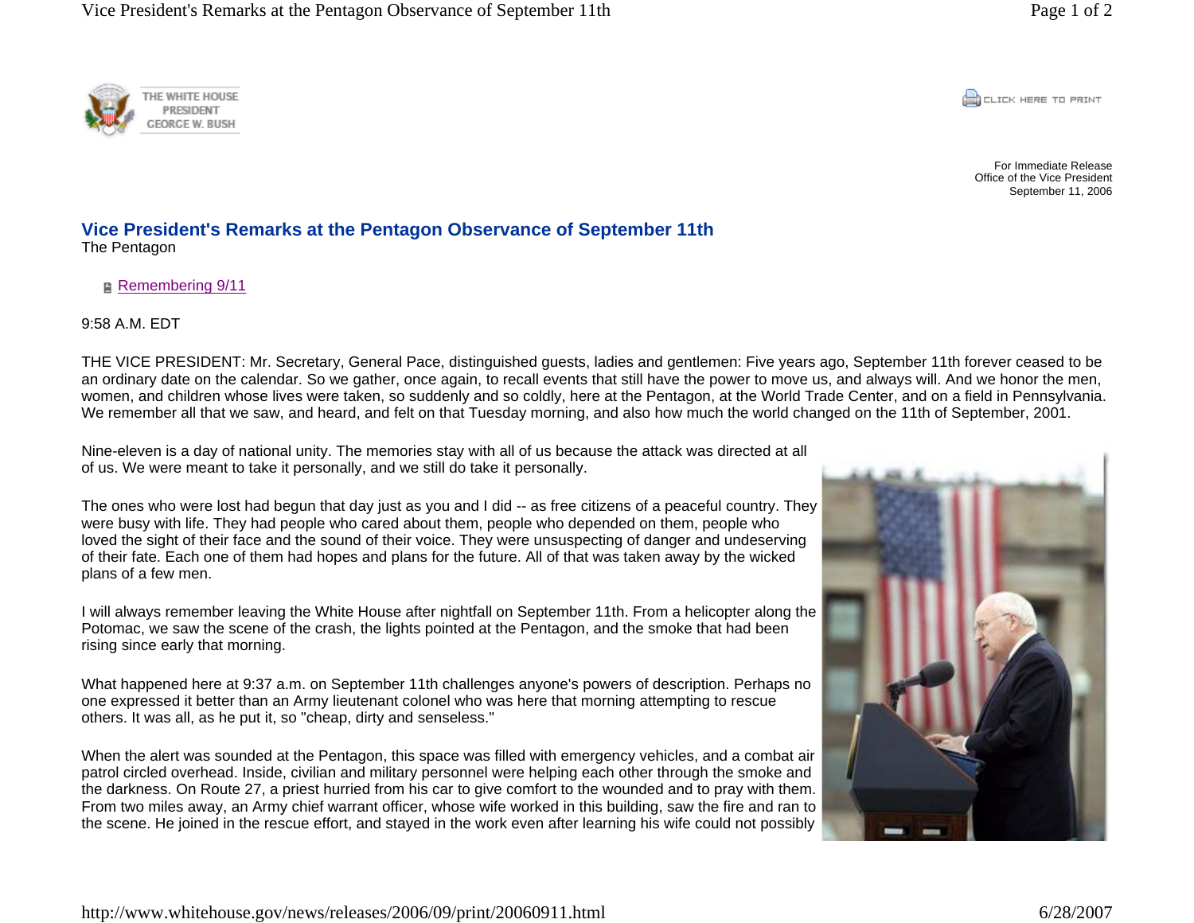THE WHITE HOUSE
PRESIDENT
GEORGE W. BUSH

For Immediate Release
Office of the Vice President
September 11, 2006

# Vice President's Remarks at the Pentagon Observance of September 11th

The Pentagon

Remembering 9/11

9:58 A.M. EDT

THE VICE PRESIDENT: Mr. Secretary, General Pace, distinguished guests, ladies and gentlemen: Five years ago, September 11th forever ceased to be an ordinary date on the calendar. So we gather, once again, to recall events that still have the power to move us, and always will. And we honor the men, women, and children whose lives were taken, so suddenly and so coldly, here at the Pentagon, at the World Trade Center, and on a field in Pennsylvania. We remember all that we saw, and heard, and felt on that Tuesday morning, and also how much the world changed on the 11th of September, 2001.

Nine-eleven is a day of national unity. The memories stay with all of us because the attack was directed at all of us. We were meant to take it personally, and we still do take it personally.

The ones who were lost had begun that day just as you and I did -- as free citizens of a peaceful country. They were busy with life. They had people who cared about them, people who depended on them, people who loved the sight of their face and the sound of their voice. They were unsuspecting of danger and undeserving of their fate. Each one of them had hopes and plans for the future. All of that was taken away by the wicked plans of a few men.

I will always remember leaving the White House after nightfall on September 11th. From a helicopter along the Potomac, we saw the scene of the crash, the lights pointed at the Pentagon, and the smoke that had been rising since early that morning.

What happened here at 9:37 a.m. on September 11th challenges anyone's powers of description. Perhaps no one expressed it better than an Army lieutenant colonel who was here that morning attempting to rescue others. It was all, as he put it, so "cheap, dirty and senseless."

When the alert was sounded at the Pentagon, this space was filled with emergency vehicles, and a combat air patrol circled overhead. Inside, civilian and military personnel were helping each other through the smoke and the darkness. On Route 27, a priest hurried from his car to give comfort to the wounded and to pray with them. From two miles away, an Army chief warrant officer, whose wife worked in this building, saw the fire and ran to the scene. He joined in the rescue effort, and stayed in the work even after learning his wife could not possibly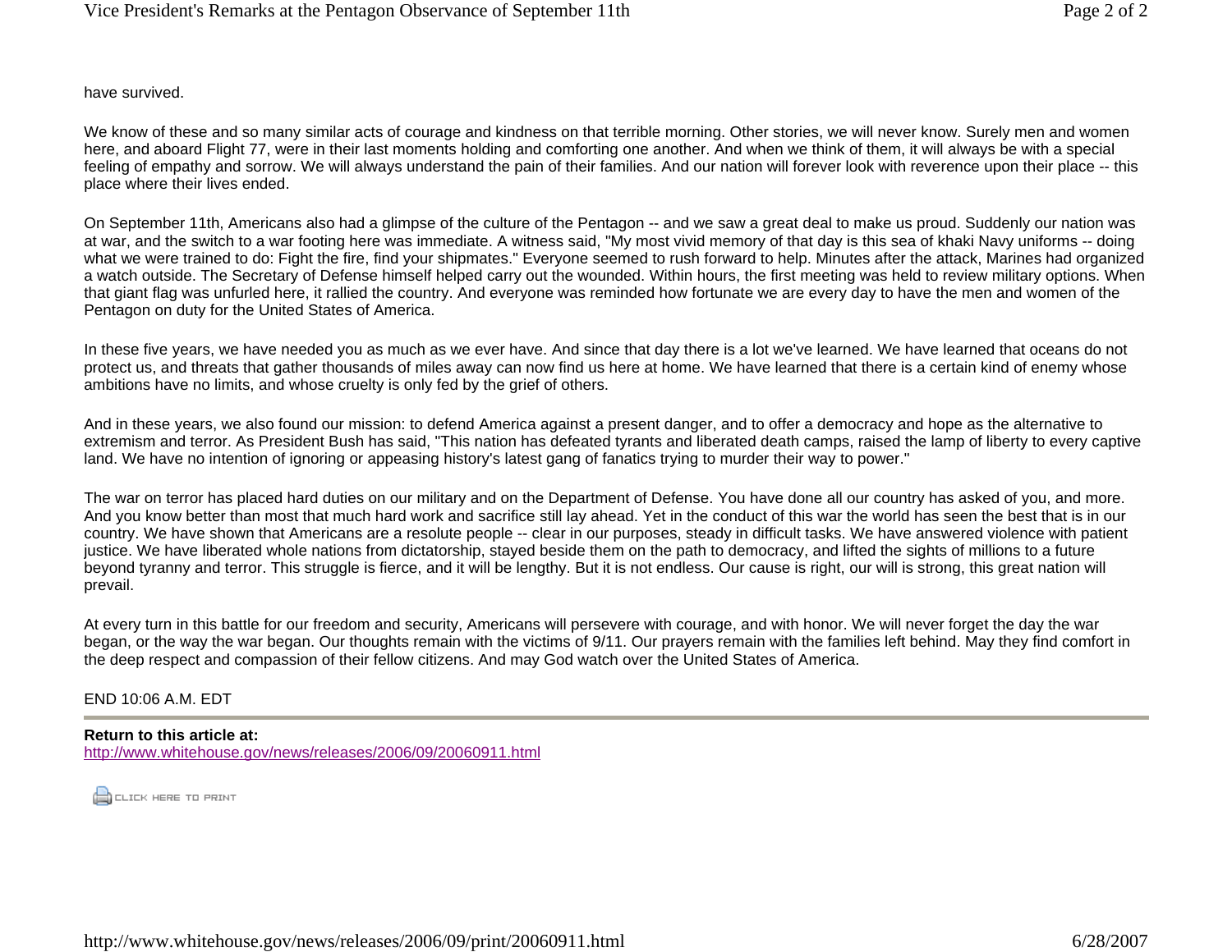have survived.

We know of these and so many similar acts of courage and kindness on that terrible morning. Other stories, we will never know. Surely men and women here, and aboard Flight 77, were in their last moments holding and comforting one another. And when we think of them, it will always be with a special feeling of empathy and sorrow. We will always understand the pain of their families. And our nation will forever look with reverence upon their place -- this place where their lives ended.

On September 11th, Americans also had a glimpse of the culture of the Pentagon -- and we saw a great deal to make us proud. Suddenly our nation was at war, and the switch to a war footing here was immediate. A witness said, "My most vivid memory of that day is this sea of khaki Navy uniforms -- doing what we were trained to do: Fight the fire, find your shipmates." Everyone seemed to rush forward to help. Minutes after the attack, Marines had organized a watch outside. The Secretary of Defense himself helped carry out the wounded. Within hours, the first meeting was held to review military options. When that giant flag was unfurled here, it rallied the country. And everyone was reminded how fortunate we are every day to have the men and women of the Pentagon on duty for the United States of America.

In these five years, we have needed you as much as we ever have. And since that day there is a lot we've learned. We have learned that oceans do not protect us, and threats that gather thousands of miles away can now find us here at home. We have learned that there is a certain kind of enemy whose ambitions have no limits, and whose cruelty is only fed by the grief of others.

And in these years, we also found our mission: to defend America against a present danger, and to offer a democracy and hope as the alternative to extremism and terror. As President Bush has said, "This nation has defeated tyrants and liberated death camps, raised the lamp of liberty to every captive land. We have no intention of ignoring or appeasing history's latest gang of fanatics trying to murder their way to power."

The war on terror has placed hard duties on our military and on the Department of Defense. You have done all our country has asked of you, and more. And you know better than most that much hard work and sacrifice still lay ahead. Yet in the conduct of this war the world has seen the best that is in our country. We have shown that Americans are a resolute people -- clear in our purposes, steady in difficult tasks. We have answered violence with patient justice. We have liberated whole nations from dictatorship, stayed beside them on the path to democracy, and lifted the sights of millions to a future beyond tyranny and terror. This struggle is fierce, and it will be lengthy. But it is not endless. Our cause is right, our will is strong, this great nation will prevail.

At every turn in this battle for our freedom and security, Americans will persevere with courage, and with honor. We will never forget the day the war began, or the way the war began. Our thoughts remain with the victims of 9/11. Our prayers remain with the families left behind. May they find comfort in the deep respect and compassion of their fellow citizens. And may God watch over the United States of America.

END 10:06 A.M. EDT

---

**Return to this article at:**
http://www.whitehouse.gov/news/releases/2006/09/20060911.html

CLICK HERE TO PRINT